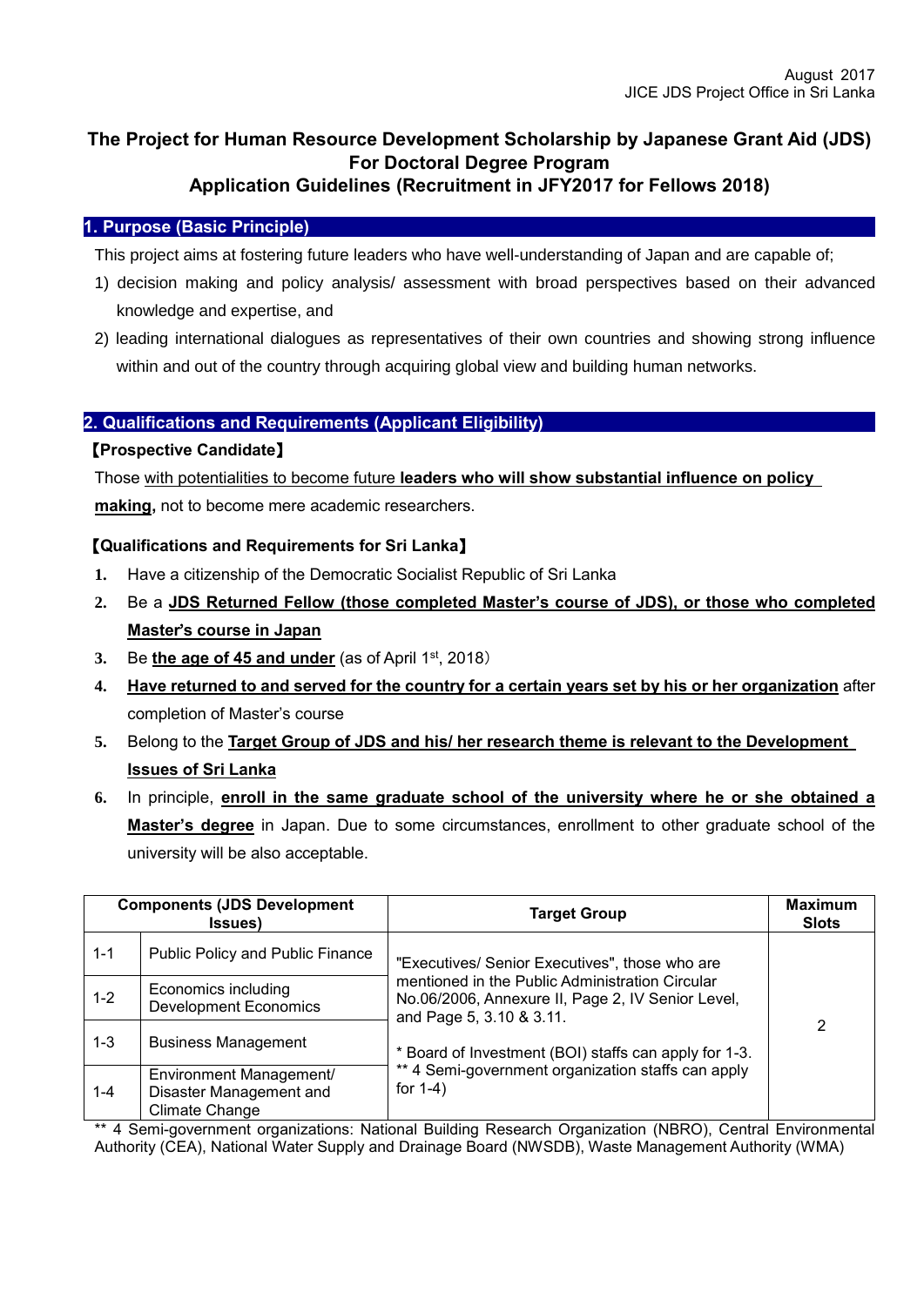August 2017
JICE JDS Project Office in Sri Lanka

# The Project for Human Resource Development Scholarship by Japanese Grant Aid (JDS) For Doctoral Degree Program Application Guidelines (Recruitment in JFY2017 for Fellows 2018)

## 1. Purpose (Basic Principle)

This project aims at fostering future leaders who have well-understanding of Japan and are capable of;

1) decision making and policy analysis/ assessment with broad perspectives based on their advanced knowledge and expertise, and
2) leading international dialogues as representatives of their own countries and showing strong influence within and out of the country through acquiring global view and building human networks.

## 2. Qualifications and Requirements (Applicant Eligibility)

**【Prospective Candidate】**

Those with potentialities to become future **leaders who will show substantial influence on policy making,** not to become mere academic researchers.

**【Qualifications and Requirements for Sri Lanka】**

1. Have a citizenship of the Democratic Socialist Republic of Sri Lanka
2. Be a **JDS Returned Fellow (those completed Master's course of JDS), or those who completed Master's course in Japan**
3. Be **the age of 45 and under** (as of April 1st, 2018)
4. **Have returned to and served for the country for a certain years set by his or her organization** after completion of Master's course
5. Belong to the **Target Group of JDS and his/ her research theme is relevant to the Development Issues of Sri Lanka**
6. In principle, **enroll in the same graduate school of the university where he or she obtained a Master's degree** in Japan. Due to some circumstances, enrollment to other graduate school of the university will be also acceptable.

| Components (JDS Development Issues) | | Target Group | Maximum Slots |
|---|---|---|---|
| 1-1 | Public Policy and Public Finance | "Executives/ Senior Executives", those who are mentioned in the Public Administration Circular No.06/2006, Annexure II, Page 2, IV Senior Level, and Page 5, 3.10 & 3.11.<br><br>* Board of Investment (BOI) staffs can apply for 1-3.<br>** 4 Semi-government organization staffs can apply for 1-4) | 2 |
| 1-2 | Economics including Development Economics | | |
| 1-3 | Business Management | | |
| 1-4 | Environment Management/ Disaster Management and Climate Change | | |

** 4 Semi-government organizations: National Building Research Organization (NBRO), Central Environmental Authority (CEA), National Water Supply and Drainage Board (NWSDB), Waste Management Authority (WMA)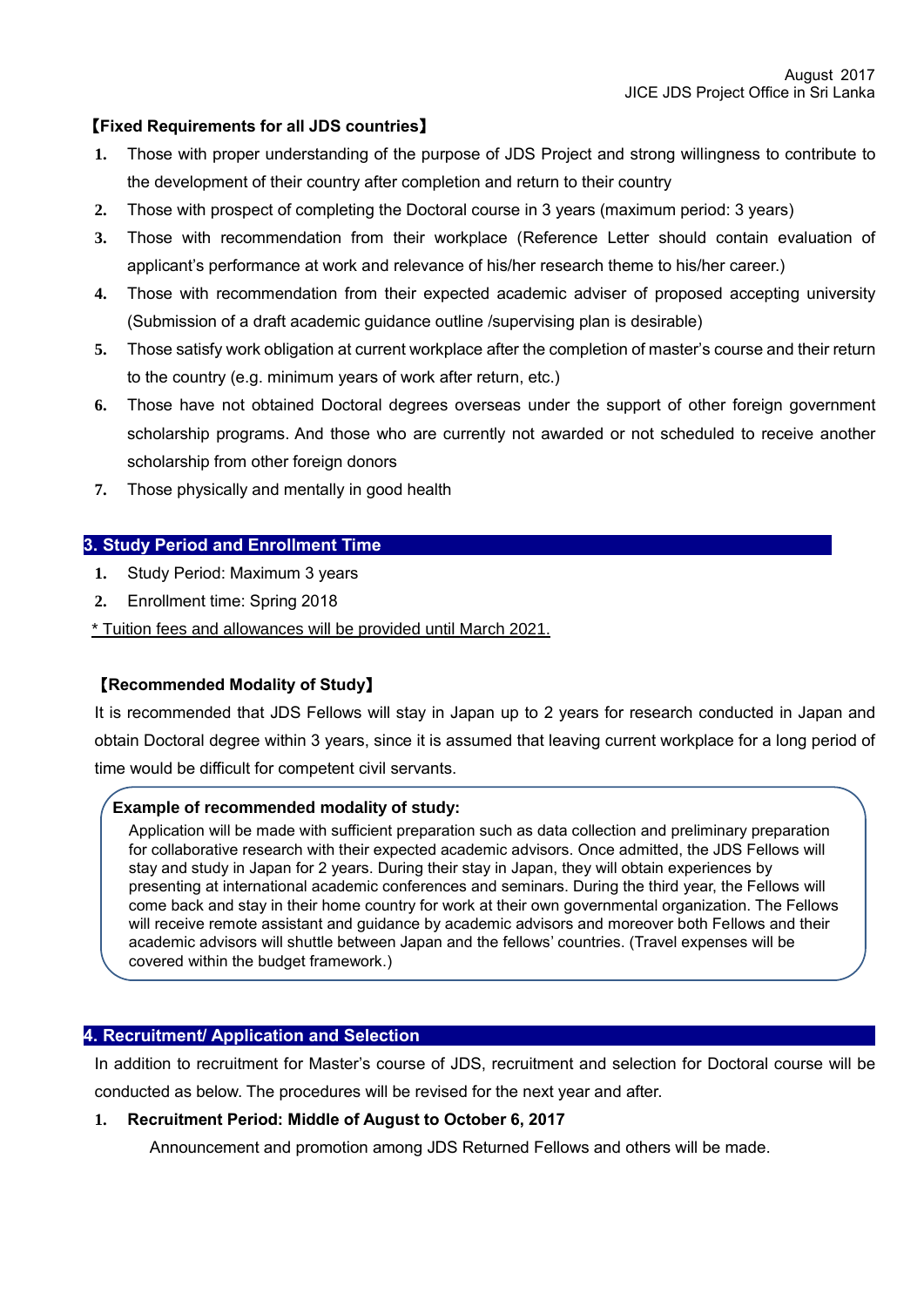August 2017
JICE JDS Project Office in Sri Lanka

**【Fixed Requirements for all JDS countries】**

1. Those with proper understanding of the purpose of JDS Project and strong willingness to contribute to the development of their country after completion and return to their country
2. Those with prospect of completing the Doctoral course in 3 years (maximum period: 3 years)
3. Those with recommendation from their workplace (Reference Letter should contain evaluation of applicant's performance at work and relevance of his/her research theme to his/her career.)
4. Those with recommendation from their expected academic adviser of proposed accepting university (Submission of a draft academic guidance outline /supervising plan is desirable)
5. Those satisfy work obligation at current workplace after the completion of master's course and their return to the country (e.g. minimum years of work after return, etc.)
6. Those have not obtained Doctoral degrees overseas under the support of other foreign government scholarship programs. And those who are currently not awarded or not scheduled to receive another scholarship from other foreign donors
7. Those physically and mentally in good health

## 3. Study Period and Enrollment Time

1. Study Period: Maximum 3 years
2. Enrollment time: Spring 2018

\* Tuition fees and allowances will be provided until March 2021.

**【Recommended Modality of Study】**

It is recommended that JDS Fellows will stay in Japan up to 2 years for research conducted in Japan and obtain Doctoral degree within 3 years, since it is assumed that leaving current workplace for a long period of time would be difficult for competent civil servants.

> **Example of recommended modality of study:**
>
> Application will be made with sufficient preparation such as data collection and preliminary preparation for collaborative research with their expected academic advisors. Once admitted, the JDS Fellows will stay and study in Japan for 2 years. During their stay in Japan, they will obtain experiences by presenting at international academic conferences and seminars. During the third year, the Fellows will come back and stay in their home country for work at their own governmental organization. The Fellows will receive remote assistant and guidance by academic advisors and moreover both Fellows and their academic advisors will shuttle between Japan and the fellows' countries. (Travel expenses will be covered within the budget framework.)

## 4. Recruitment/ Application and Selection

In addition to recruitment for Master's course of JDS, recruitment and selection for Doctoral course will be conducted as below. The procedures will be revised for the next year and after.

1. **Recruitment Period: Middle of August to October 6, 2017**

   Announcement and promotion among JDS Returned Fellows and others will be made.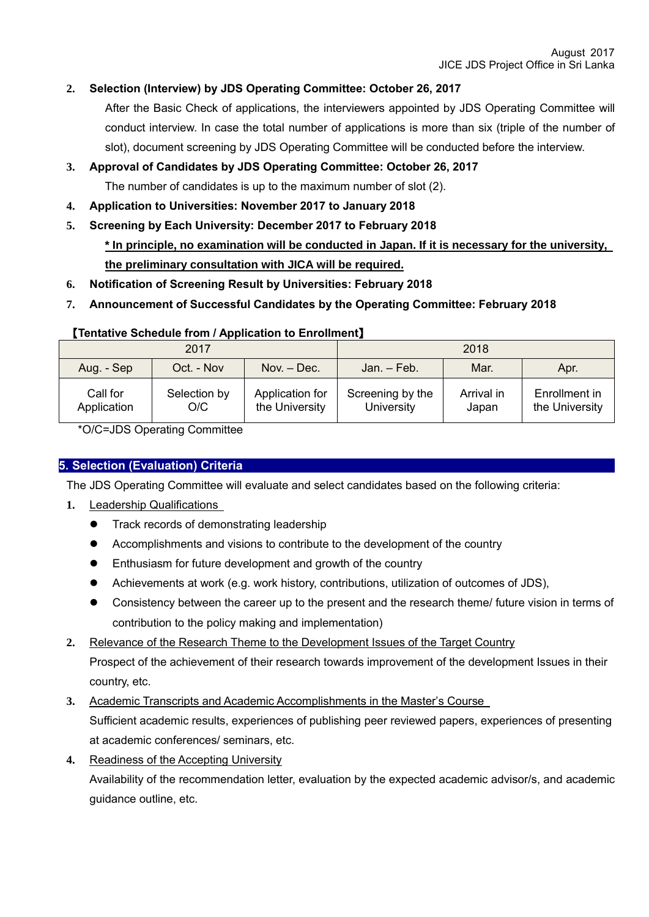August 2017
JICE JDS Project Office in Sri Lanka

2. **Selection (Interview) by JDS Operating Committee: October 26, 2017**

   After the Basic Check of applications, the interviewers appointed by JDS Operating Committee will conduct interview. In case the total number of applications is more than six (triple of the number of slot), document screening by JDS Operating Committee will be conducted before the interview.

3. **Approval of Candidates by JDS Operating Committee: October 26, 2017**

   The number of candidates is up to the maximum number of slot (2).

4. **Application to Universities: November 2017 to January 2018**
5. **Screening by Each University: December 2017 to February 2018**

   **\* In principle, no examination will be conducted in Japan. If it is necessary for the university, the preliminary consultation with JICA will be required.**

6. **Notification of Screening Result by Universities: February 2018**
7. **Announcement of Successful Candidates by the Operating Committee: February 2018**

**【Tentative Schedule from / Application to Enrollment】**

| 2017 | | | 2018 | | |
|---|---|---|---|---|---|
| Aug. - Sep | Oct. - Nov | Nov. – Dec. | Jan. – Feb. | Mar. | Apr. |
| Call for Application | Selection by O/C | Application for the University | Screening by the University | Arrival in Japan | Enrollment in the University |

*O/C=JDS Operating Committee

## 5. Selection (Evaluation) Criteria

The JDS Operating Committee will evaluate and select candidates based on the following criteria:

1. Leadership Qualifications
   - Track records of demonstrating leadership
   - Accomplishments and visions to contribute to the development of the country
   - Enthusiasm for future development and growth of the country
   - Achievements at work (e.g. work history, contributions, utilization of outcomes of JDS),
   - Consistency between the career up to the present and the research theme/ future vision in terms of contribution to the policy making and implementation)
2. Relevance of the Research Theme to the Development Issues of the Target Country

   Prospect of the achievement of their research towards improvement of the development Issues in their country, etc.

3. Academic Transcripts and Academic Accomplishments in the Master's Course

   Sufficient academic results, experiences of publishing peer reviewed papers, experiences of presenting at academic conferences/ seminars, etc.

4. Readiness of the Accepting University

   Availability of the recommendation letter, evaluation by the expected academic advisor/s, and academic guidance outline, etc.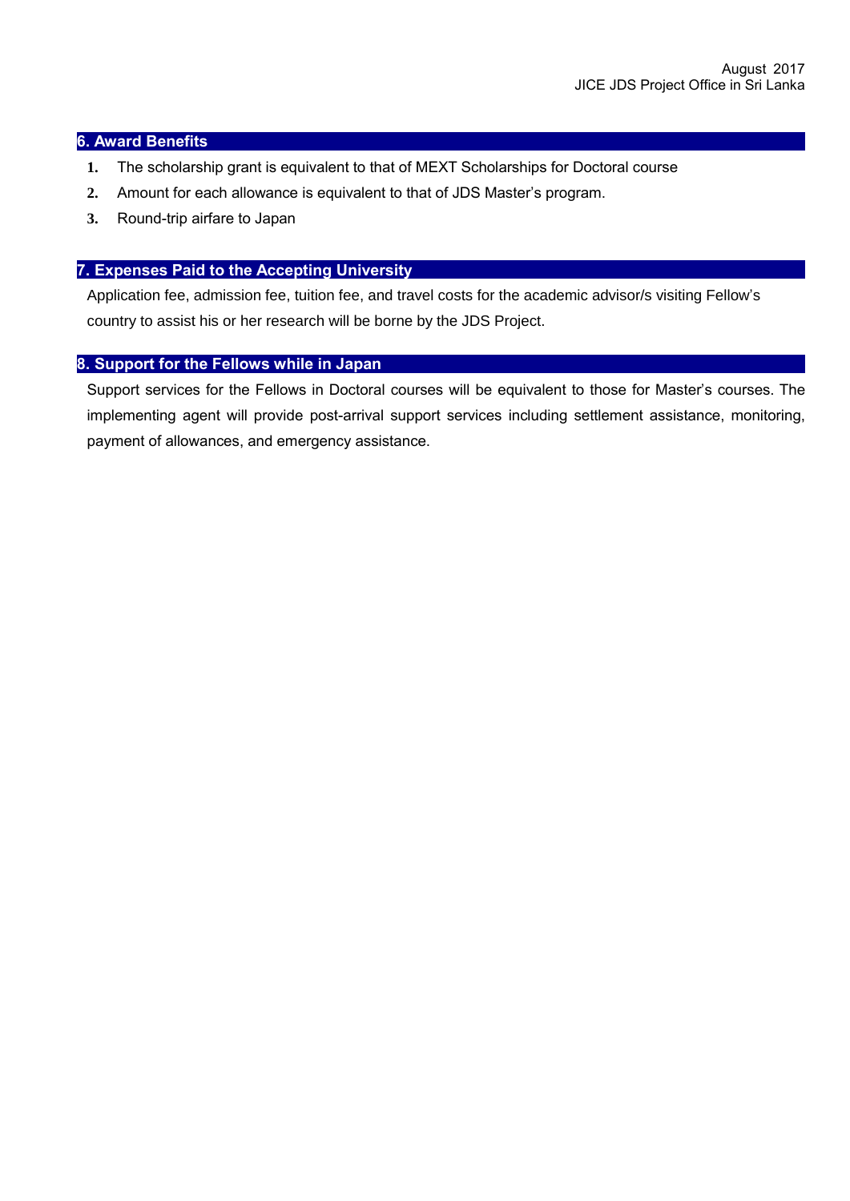August 2017
JICE JDS Project Office in Sri Lanka

## 6. Award Benefits

1. The scholarship grant is equivalent to that of MEXT Scholarships for Doctoral course
2. Amount for each allowance is equivalent to that of JDS Master's program.
3. Round-trip airfare to Japan

## 7. Expenses Paid to the Accepting University

Application fee, admission fee, tuition fee, and travel costs for the academic advisor/s visiting Fellow's country to assist his or her research will be borne by the JDS Project.

## 8. Support for the Fellows while in Japan

Support services for the Fellows in Doctoral courses will be equivalent to those for Master's courses. The implementing agent will provide post-arrival support services including settlement assistance, monitoring, payment of allowances, and emergency assistance.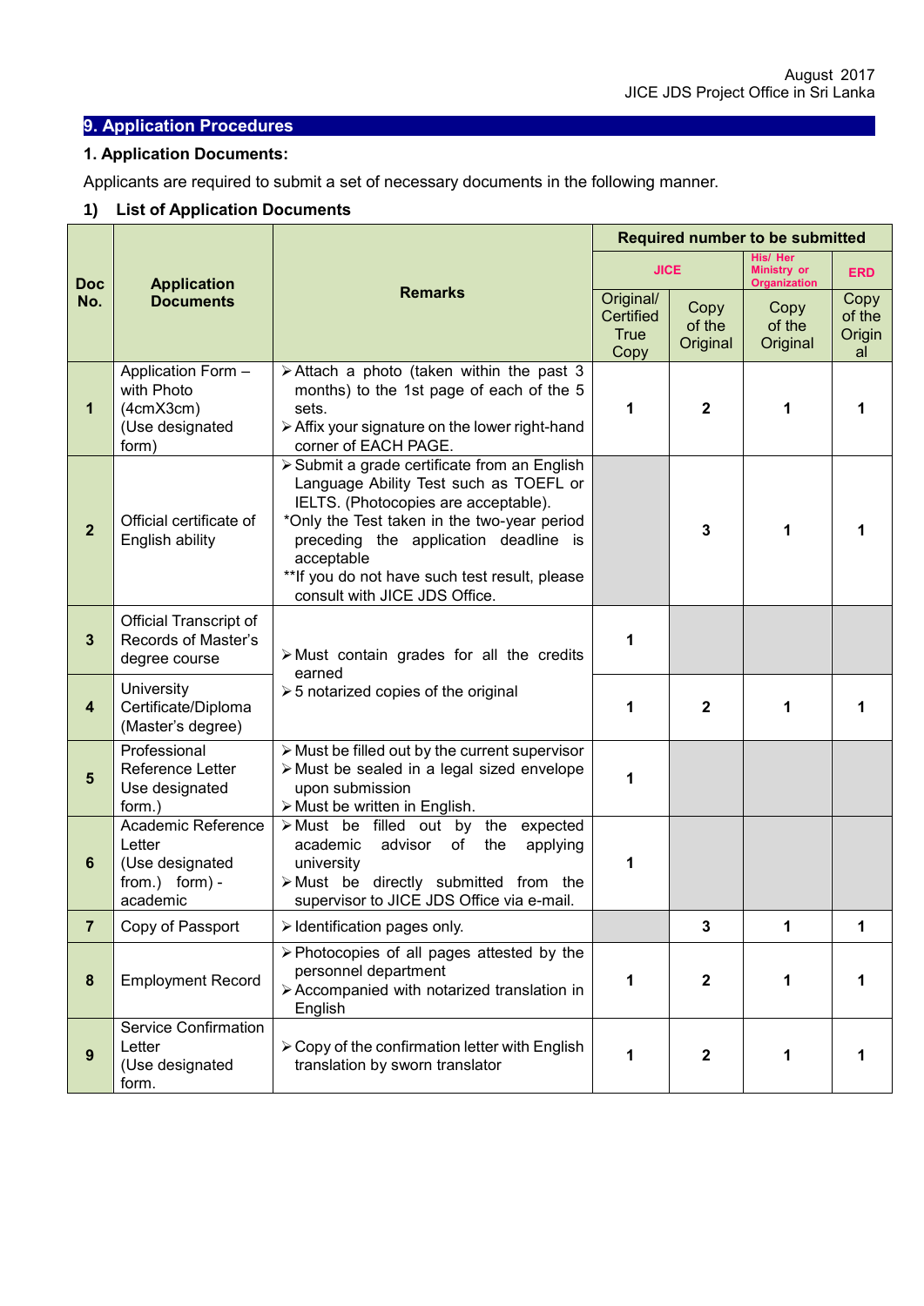## 9. Application Procedures

### 1. Application Documents:

Applicants are required to submit a set of necessary documents in the following manner.

**1) List of Application Documents**

| Doc No. | Application Documents | Remarks | Required number to be submitted | | | |
|---|---|---|---|---|---|---|
| | | | JICE | | His/ Her Ministry or Organization | ERD |
| | | | Original/ Certified True Copy | Copy of the Original | Copy of the Original | Copy of the Original |
| 1 | Application Form – with Photo (4cmX3cm) (Use designated form) | ➢ Attach a photo (taken within the past 3 months) to the 1st page of each of the 5 sets. ➢ Affix your signature on the lower right-hand corner of EACH PAGE. | 1 | 2 | 1 | 1 |
| 2 | Official certificate of English ability | ➢ Submit a grade certificate from an English Language Ability Test such as TOEFL or IELTS. (Photocopies are acceptable). *Only the Test taken in the two-year period preceding the application deadline is acceptable **If you do not have such test result, please consult with JICE JDS Office. | | 3 | 1 | 1 |
| 3 | Official Transcript of Records of Master's degree course | ➢ Must contain grades for all the credits earned ➢ 5 notarized copies of the original | 1 | | | |
| 4 | University Certificate/Diploma (Master's degree) | | 1 | 2 | 1 | 1 |
| 5 | Professional Reference Letter Use designated form.) | ➢ Must be filled out by the current supervisor ➢ Must be sealed in a legal sized envelope upon submission ➢ Must be written in English. | 1 | | | |
| 6 | Academic Reference Letter (Use designated from.) form) - academic | ➢ Must be filled out by the expected academic advisor of the applying university ➢ Must be directly submitted from the supervisor to JICE JDS Office via e-mail. | 1 | | | |
| 7 | Copy of Passport | ➢ Identification pages only. | | 3 | 1 | 1 |
| 8 | Employment Record | ➢ Photocopies of all pages attested by the personnel department ➢ Accompanied with notarized translation in English | 1 | 2 | 1 | 1 |
| 9 | Service Confirmation Letter (Use designated form. | ➢ Copy of the confirmation letter with English translation by sworn translator | 1 | 2 | 1 | 1 |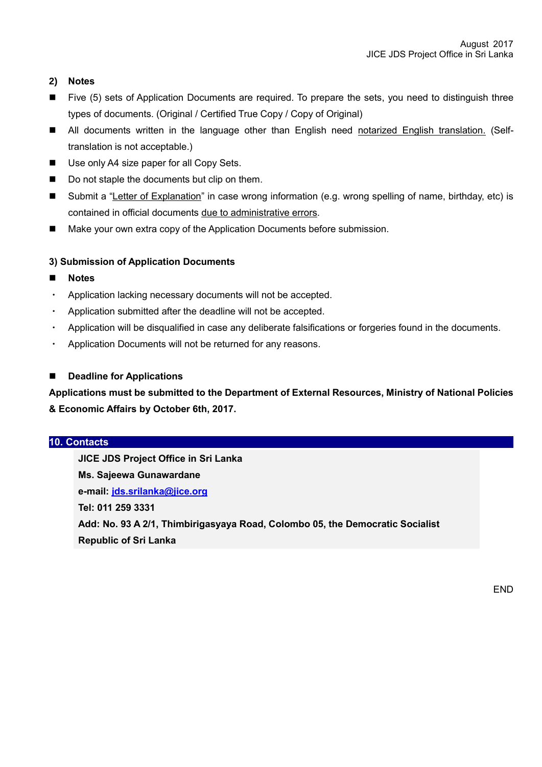August 2017
JICE JDS Project Office in Sri Lanka

**2) Notes**

- Five (5) sets of Application Documents are required. To prepare the sets, you need to distinguish three types of documents. (Original / Certified True Copy / Copy of Original)
- All documents written in the language other than English need notarized English translation. (Self-translation is not acceptable.)
- Use only A4 size paper for all Copy Sets.
- Do not staple the documents but clip on them.
- Submit a "Letter of Explanation" in case wrong information (e.g. wrong spelling of name, birthday, etc) is contained in official documents due to administrative errors.
- Make your own extra copy of the Application Documents before submission.

**3) Submission of Application Documents**

- **Notes**

- Application lacking necessary documents will not be accepted.
- Application submitted after the deadline will not be accepted.
- Application will be disqualified in case any deliberate falsifications or forgeries found in the documents.
- Application Documents will not be returned for any reasons.

- **Deadline for Applications**

**Applications must be submitted to the Department of External Resources, Ministry of National Policies & Economic Affairs by October 6th, 2017.**

## 10. Contacts

**JICE JDS Project Office in Sri Lanka**
**Ms. Sajeewa Gunawardane**
**e-mail: jds.srilanka@jice.org**
**Tel: 011 259 3331**
**Add: No. 93 A 2/1, Thimbirigasyaya Road, Colombo 05, the Democratic Socialist Republic of Sri Lanka**

END